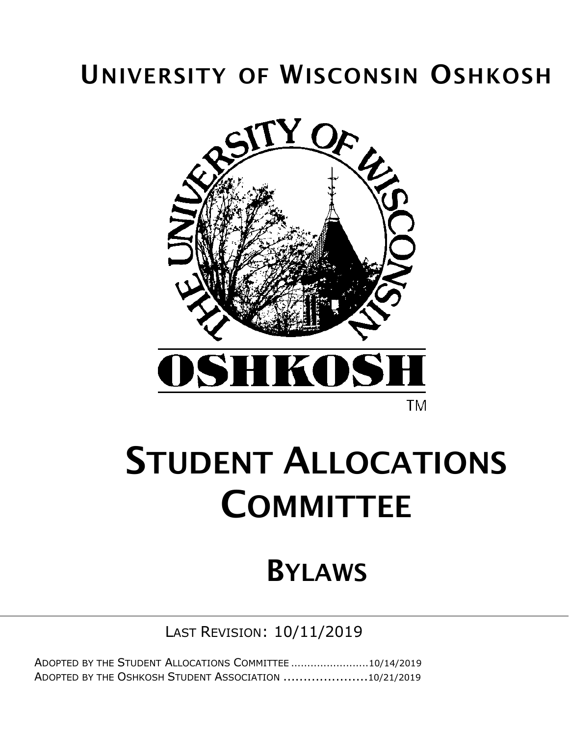# University of Wisconsin Oshkosh

# Student Allocations Committee

## Bylaws

Last Revision: 10/11/2019

Adopted by the Student Allocations Committee ........................10/14/2019
Adopted by the Oshkosh Student Association .....................10/21/2019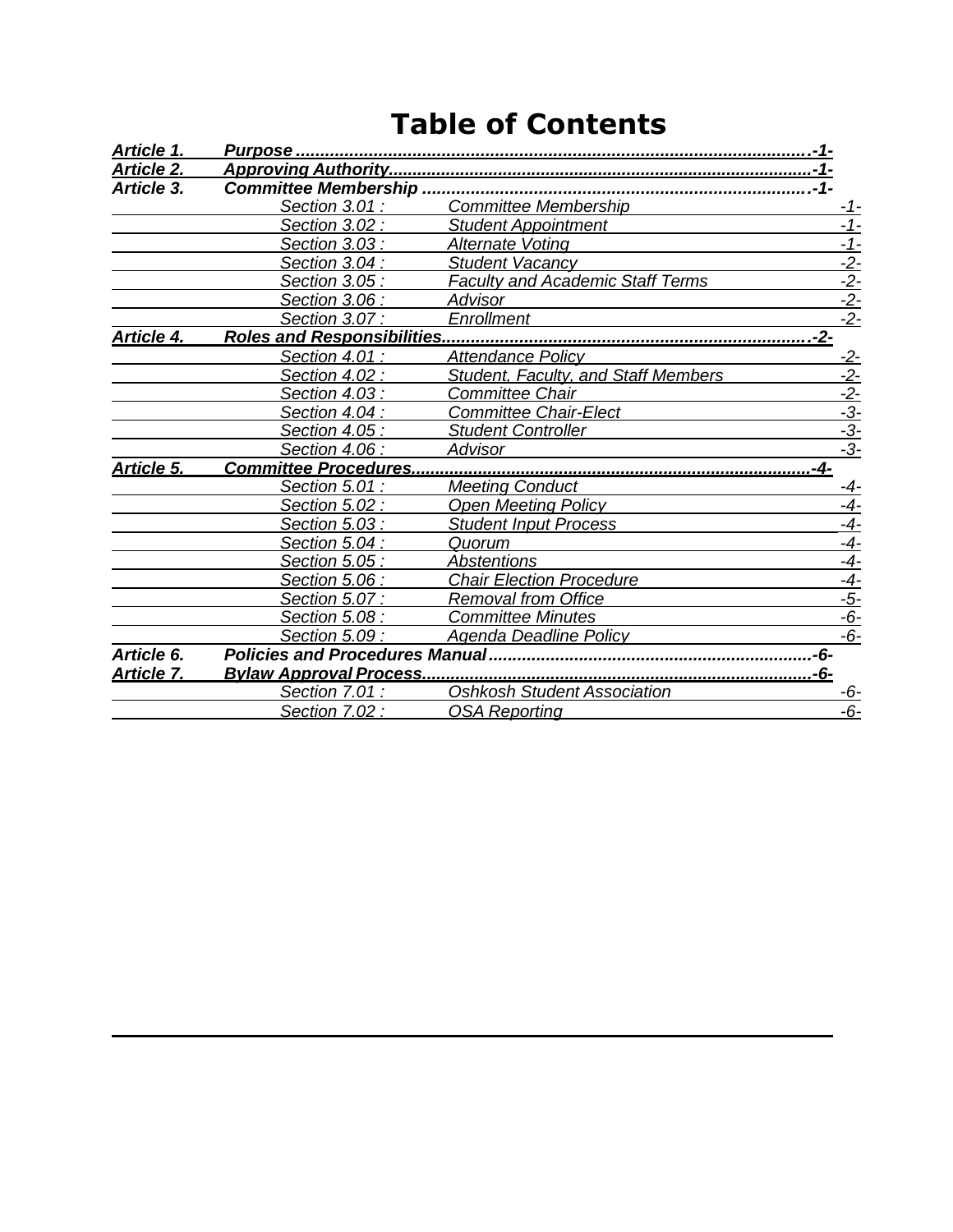# Table of Contents

| | | | |
|---|---|---|---|
| ***Article 1.*** | ***Purpose*** | | ***-1-*** |
| ***Article 2.*** | ***Approving Authority*** | | ***-1-*** |
| ***Article 3.*** | ***Committee Membership*** | | ***-1-*** |
| | *Section 3.01 :* | *Committee Membership* | *-1-* |
| | *Section 3.02 :* | *Student Appointment* | *-1-* |
| | *Section 3.03 :* | *Alternate Voting* | *-1-* |
| | *Section 3.04 :* | *Student Vacancy* | *-2-* |
| | *Section 3.05 :* | *Faculty and Academic Staff Terms* | *-2-* |
| | *Section 3.06 :* | *Advisor* | *-2-* |
| | *Section 3.07 :* | *Enrollment* | *-2-* |
| ***Article 4.*** | ***Roles and Responsibilities*** | | ***-2-*** |
| | *Section 4.01 :* | *Attendance Policy* | *-2-* |
| | *Section 4.02 :* | *Student, Faculty, and Staff Members* | *-2-* |
| | *Section 4.03 :* | *Committee Chair* | *-2-* |
| | *Section 4.04 :* | *Committee Chair-Elect* | *-3-* |
| | *Section 4.05 :* | *Student Controller* | *-3-* |
| | *Section 4.06 :* | *Advisor* | *-3-* |
| ***Article 5.*** | ***Committee Procedures*** | | ***-4-*** |
| | *Section 5.01 :* | *Meeting Conduct* | *-4-* |
| | *Section 5.02 :* | *Open Meeting Policy* | *-4-* |
| | *Section 5.03 :* | *Student Input Process* | *-4-* |
| | *Section 5.04 :* | *Quorum* | *-4-* |
| | *Section 5.05 :* | *Abstentions* | *-4-* |
| | *Section 5.06 :* | *Chair Election Procedure* | *-4-* |
| | *Section 5.07 :* | *Removal from Office* | *-5-* |
| | *Section 5.08 :* | *Committee Minutes* | *-6-* |
| | *Section 5.09 :* | *Agenda Deadline Policy* | *-6-* |
| ***Article 6.*** | ***Policies and Procedures Manual*** | | ***-6-*** |
| ***Article 7.*** | ***Bylaw Approval Process*** | | ***-6-*** |
| | *Section 7.01 :* | *Oshkosh Student Association* | *-6-* |
| | *Section 7.02 :* | *OSA Reporting* | *-6-* |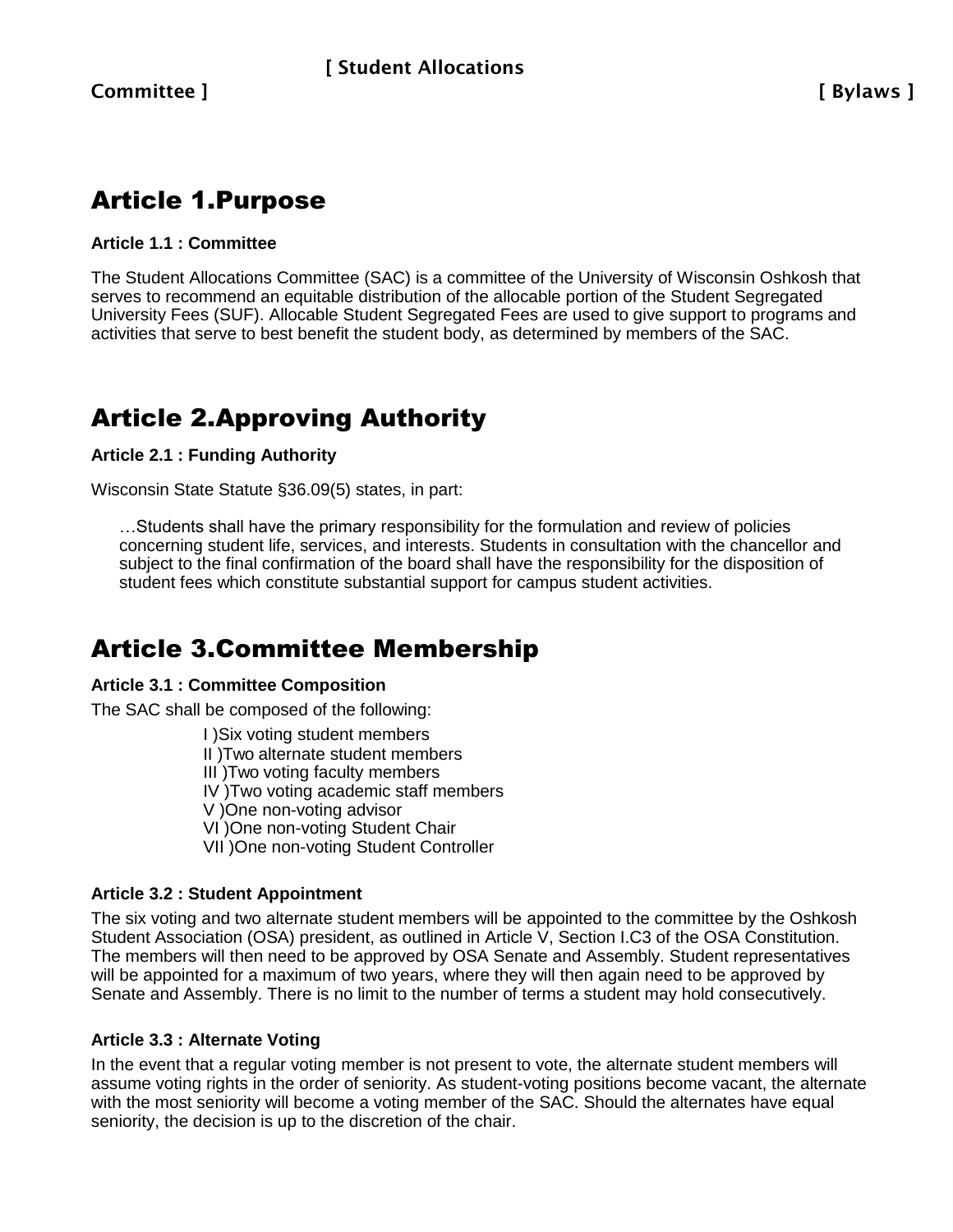## Article 1.Purpose

**Article 1.1 : Committee**

The Student Allocations Committee (SAC) is a committee of the University of Wisconsin Oshkosh that serves to recommend an equitable distribution of the allocable portion of the Student Segregated University Fees (SUF). Allocable Student Segregated Fees are used to give support to programs and activities that serve to best benefit the student body, as determined by members of the SAC.

## Article 2.Approving Authority

**Article 2.1 : Funding Authority**

Wisconsin State Statute §36.09(5) states, in part:

> …Students shall have the primary responsibility for the formulation and review of policies concerning student life, services, and interests. Students in consultation with the chancellor and subject to the final confirmation of the board shall have the responsibility for the disposition of student fees which constitute substantial support for campus student activities.

## Article 3.Committee Membership

**Article 3.1 : Committee Composition**

The SAC shall be composed of the following:

- I )Six voting student members
- II )Two alternate student members
- III )Two voting faculty members
- IV )Two voting academic staff members
- V )One non-voting advisor
- VI )One non-voting Student Chair
- VII )One non-voting Student Controller

**Article 3.2 : Student Appointment**

The six voting and two alternate student members will be appointed to the committee by the Oshkosh Student Association (OSA) president, as outlined in Article V, Section I.C3 of the OSA Constitution. The members will then need to be approved by OSA Senate and Assembly. Student representatives will be appointed for a maximum of two years, where they will then again need to be approved by Senate and Assembly. There is no limit to the number of terms a student may hold consecutively.

**Article 3.3 : Alternate Voting**

In the event that a regular voting member is not present to vote, the alternate student members will assume voting rights in the order of seniority. As student-voting positions become vacant, the alternate with the most seniority will become a voting member of the SAC. Should the alternates have equal seniority, the decision is up to the discretion of the chair.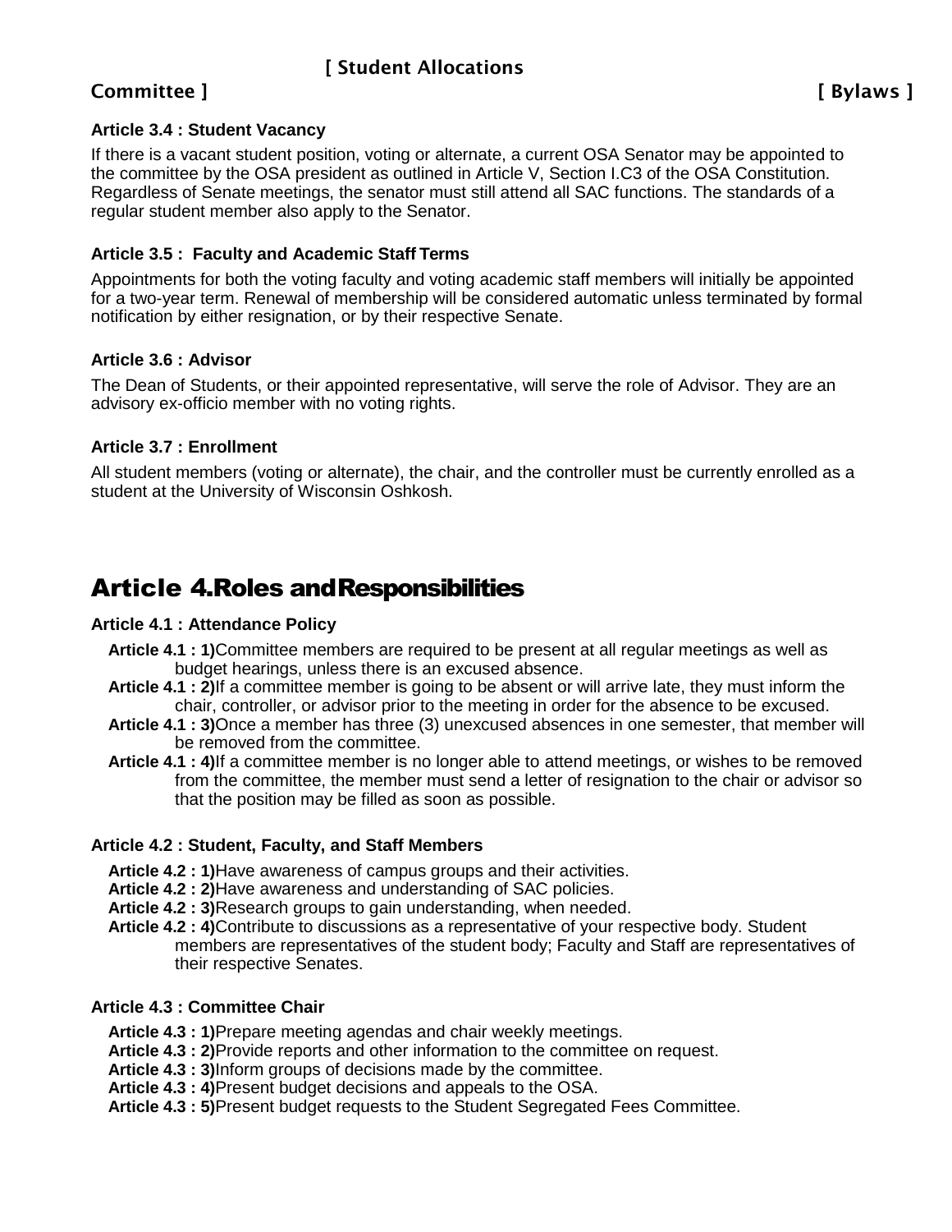### Article 3.4 : Student Vacancy

If there is a vacant student position, voting or alternate, a current OSA Senator may be appointed to the committee by the OSA president as outlined in Article V, Section I.C3 of the OSA Constitution. Regardless of Senate meetings, the senator must still attend all SAC functions. The standards of a regular student member also apply to the Senator.

### Article 3.5 : Faculty and Academic Staff Terms

Appointments for both the voting faculty and voting academic staff members will initially be appointed for a two-year term. Renewal of membership will be considered automatic unless terminated by formal notification by either resignation, or by their respective Senate.

### Article 3.6 : Advisor

The Dean of Students, or their appointed representative, will serve the role of Advisor. They are an advisory ex-officio member with no voting rights.

### Article 3.7 : Enrollment

All student members (voting or alternate), the chair, and the controller must be currently enrolled as a student at the University of Wisconsin Oshkosh.

## Article 4. Roles and Responsibilities

### Article 4.1 : Attendance Policy

- **Article 4.1 : 1)** Committee members are required to be present at all regular meetings as well as budget hearings, unless there is an excused absence.
- **Article 4.1 : 2)** If a committee member is going to be absent or will arrive late, they must inform the chair, controller, or advisor prior to the meeting in order for the absence to be excused.
- **Article 4.1 : 3)** Once a member has three (3) unexcused absences in one semester, that member will be removed from the committee.
- **Article 4.1 : 4)** If a committee member is no longer able to attend meetings, or wishes to be removed from the committee, the member must send a letter of resignation to the chair or advisor so that the position may be filled as soon as possible.

### Article 4.2 : Student, Faculty, and Staff Members

- **Article 4.2 : 1)** Have awareness of campus groups and their activities.
- **Article 4.2 : 2)** Have awareness and understanding of SAC policies.
- **Article 4.2 : 3)** Research groups to gain understanding, when needed.
- **Article 4.2 : 4)** Contribute to discussions as a representative of your respective body. Student members are representatives of the student body; Faculty and Staff are representatives of their respective Senates.

### Article 4.3 : Committee Chair

- **Article 4.3 : 1)** Prepare meeting agendas and chair weekly meetings.
- **Article 4.3 : 2)** Provide reports and other information to the committee on request.
- **Article 4.3 : 3)** Inform groups of decisions made by the committee.
- **Article 4.3 : 4)** Present budget decisions and appeals to the OSA.
- **Article 4.3 : 5)** Present budget requests to the Student Segregated Fees Committee.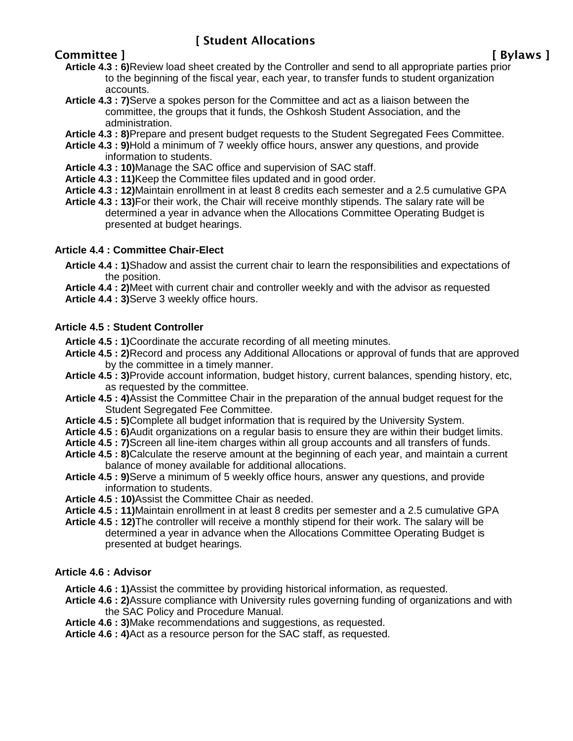**Article 4.3 : 6)** Review load sheet created by the Controller and send to all appropriate parties prior to the beginning of the fiscal year, each year, to transfer funds to student organization accounts.

**Article 4.3 : 7)** Serve a spokes person for the Committee and act as a liaison between the committee, the groups that it funds, the Oshkosh Student Association, and the administration.

**Article 4.3 : 8)** Prepare and present budget requests to the Student Segregated Fees Committee.

**Article 4.3 : 9)** Hold a minimum of 7 weekly office hours, answer any questions, and provide information to students.

**Article 4.3 : 10)** Manage the SAC office and supervision of SAC staff.

**Article 4.3 : 11)** Keep the Committee files updated and in good order.

**Article 4.3 : 12)** Maintain enrollment in at least 8 credits each semester and a 2.5 cumulative GPA

**Article 4.3 : 13)** For their work, the Chair will receive monthly stipends. The salary rate will be determined a year in advance when the Allocations Committee Operating Budget is presented at budget hearings.

### Article 4.4 : Committee Chair-Elect

**Article 4.4 : 1)** Shadow and assist the current chair to learn the responsibilities and expectations of the position.

**Article 4.4 : 2)** Meet with current chair and controller weekly and with the advisor as requested

**Article 4.4 : 3)** Serve 3 weekly office hours.

### Article 4.5 : Student Controller

**Article 4.5 : 1)** Coordinate the accurate recording of all meeting minutes.

**Article 4.5 : 2)** Record and process any Additional Allocations or approval of funds that are approved by the committee in a timely manner.

**Article 4.5 : 3)** Provide account information, budget history, current balances, spending history, etc, as requested by the committee.

**Article 4.5 : 4)** Assist the Committee Chair in the preparation of the annual budget request for the Student Segregated Fee Committee.

**Article 4.5 : 5)** Complete all budget information that is required by the University System.

**Article 4.5 : 6)** Audit organizations on a regular basis to ensure they are within their budget limits.

**Article 4.5 : 7)** Screen all line-item charges within all group accounts and all transfers of funds.

**Article 4.5 : 8)** Calculate the reserve amount at the beginning of each year, and maintain a current balance of money available for additional allocations.

**Article 4.5 : 9)** Serve a minimum of 5 weekly office hours, answer any questions, and provide information to students.

**Article 4.5 : 10)** Assist the Committee Chair as needed.

**Article 4.5 : 11)** Maintain enrollment in at least 8 credits per semester and a 2.5 cumulative GPA

**Article 4.5 : 12)** The controller will receive a monthly stipend for their work. The salary will be determined a year in advance when the Allocations Committee Operating Budget is presented at budget hearings.

### Article 4.6 : Advisor

**Article 4.6 : 1)** Assist the committee by providing historical information, as requested.

**Article 4.6 : 2)** Assure compliance with University rules governing funding of organizations and with the SAC Policy and Procedure Manual.

**Article 4.6 : 3)** Make recommendations and suggestions, as requested.

**Article 4.6 : 4)** Act as a resource person for the SAC staff, as requested.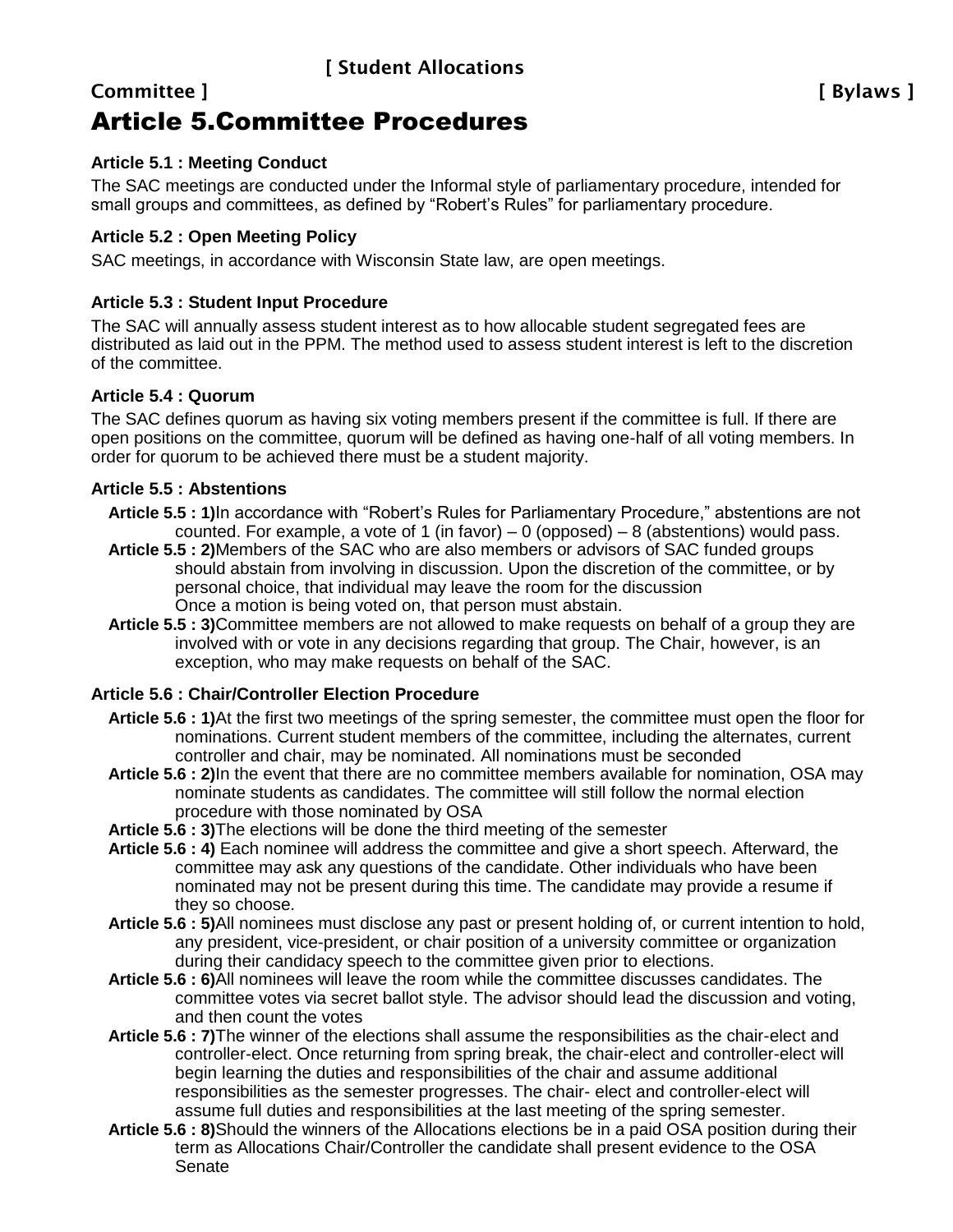# Article 5.Committee Procedures

### Article 5.1 : Meeting Conduct

The SAC meetings are conducted under the Informal style of parliamentary procedure, intended for small groups and committees, as defined by "Robert's Rules" for parliamentary procedure.

### Article 5.2 : Open Meeting Policy

SAC meetings, in accordance with Wisconsin State law, are open meetings.

### Article 5.3 : Student Input Procedure

The SAC will annually assess student interest as to how allocable student segregated fees are distributed as laid out in the PPM. The method used to assess student interest is left to the discretion of the committee.

### Article 5.4 : Quorum

The SAC defines quorum as having six voting members present if the committee is full. If there are open positions on the committee, quorum will be defined as having one-half of all voting members. In order for quorum to be achieved there must be a student majority.

### Article 5.5 : Abstentions

- **Article 5.5 : 1)** In accordance with "Robert's Rules for Parliamentary Procedure," abstentions are not counted. For example, a vote of 1 (in favor) – 0 (opposed) – 8 (abstentions) would pass.
- **Article 5.5 : 2)** Members of the SAC who are also members or advisors of SAC funded groups should abstain from involving in discussion. Upon the discretion of the committee, or by personal choice, that individual may leave the room for the discussion
  Once a motion is being voted on, that person must abstain.
- **Article 5.5 : 3)** Committee members are not allowed to make requests on behalf of a group they are involved with or vote in any decisions regarding that group. The Chair, however, is an exception, who may make requests on behalf of the SAC.

### Article 5.6 : Chair/Controller Election Procedure

- **Article 5.6 : 1)** At the first two meetings of the spring semester, the committee must open the floor for nominations. Current student members of the committee, including the alternates, current controller and chair, may be nominated. All nominations must be seconded
- **Article 5.6 : 2)** In the event that there are no committee members available for nomination, OSA may nominate students as candidates. The committee will still follow the normal election procedure with those nominated by OSA
- **Article 5.6 : 3)** The elections will be done the third meeting of the semester
- **Article 5.6 : 4)** Each nominee will address the committee and give a short speech. Afterward, the committee may ask any questions of the candidate. Other individuals who have been nominated may not be present during this time. The candidate may provide a resume if they so choose.
- **Article 5.6 : 5)** All nominees must disclose any past or present holding of, or current intention to hold, any president, vice-president, or chair position of a university committee or organization during their candidacy speech to the committee given prior to elections.
- **Article 5.6 : 6)** All nominees will leave the room while the committee discusses candidates. The committee votes via secret ballot style. The advisor should lead the discussion and voting, and then count the votes
- **Article 5.6 : 7)** The winner of the elections shall assume the responsibilities as the chair-elect and controller-elect. Once returning from spring break, the chair-elect and controller-elect will begin learning the duties and responsibilities of the chair and assume additional responsibilities as the semester progresses. The chair- elect and controller-elect will assume full duties and responsibilities at the last meeting of the spring semester.
- **Article 5.6 : 8)** Should the winners of the Allocations elections be in a paid OSA position during their term as Allocations Chair/Controller the candidate shall present evidence to the OSA Senate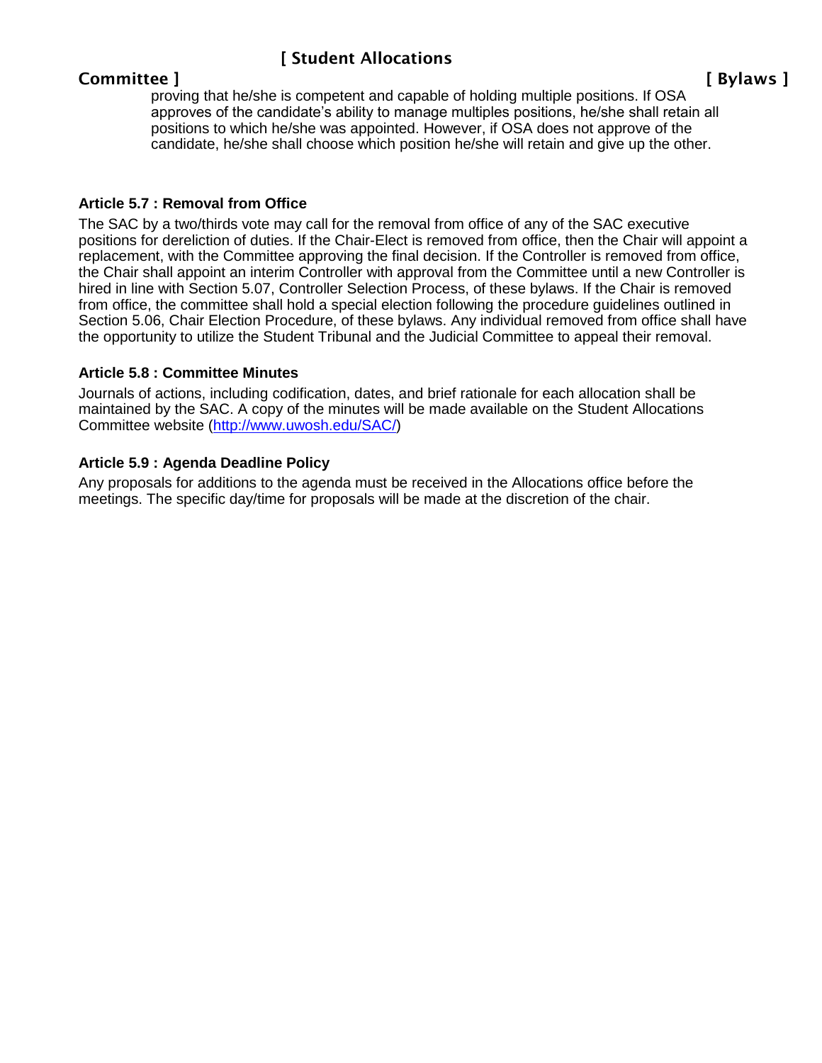proving that he/she is competent and capable of holding multiple positions. If OSA approves of the candidate's ability to manage multiples positions, he/she shall retain all positions to which he/she was appointed. However, if OSA does not approve of the candidate, he/she shall choose which position he/she will retain and give up the other.

**Article 5.7 : Removal from Office**

The SAC by a two/thirds vote may call for the removal from office of any of the SAC executive positions for dereliction of duties. If the Chair-Elect is removed from office, then the Chair will appoint a replacement, with the Committee approving the final decision. If the Controller is removed from office, the Chair shall appoint an interim Controller with approval from the Committee until a new Controller is hired in line with Section 5.07, Controller Selection Process, of these bylaws. If the Chair is removed from office, the committee shall hold a special election following the procedure guidelines outlined in Section 5.06, Chair Election Procedure, of these bylaws. Any individual removed from office shall have the opportunity to utilize the Student Tribunal and the Judicial Committee to appeal their removal.

**Article 5.8 : Committee Minutes**

Journals of actions, including codification, dates, and brief rationale for each allocation shall be maintained by the SAC. A copy of the minutes will be made available on the Student Allocations Committee website (http://www.uwosh.edu/SAC/)

**Article 5.9 : Agenda Deadline Policy**

Any proposals for additions to the agenda must be received in the Allocations office before the meetings. The specific day/time for proposals will be made at the discretion of the chair.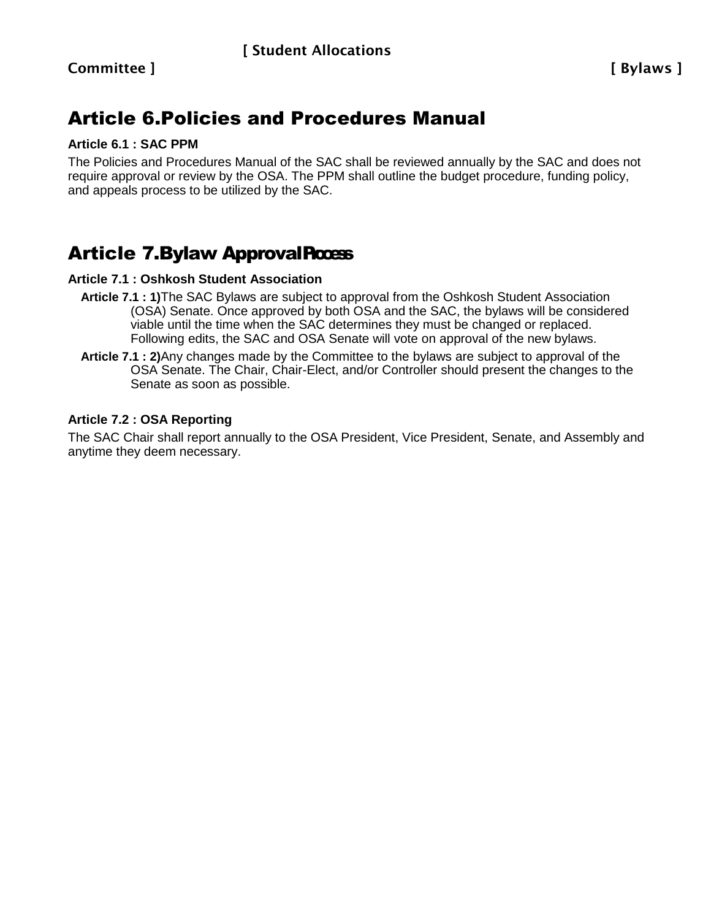# Article 6.Policies and Procedures Manual

**Article 6.1 : SAC PPM**

The Policies and Procedures Manual of the SAC shall be reviewed annually by the SAC and does not require approval or review by the OSA. The PPM shall outline the budget procedure, funding policy, and appeals process to be utilized by the SAC.

# Article 7.Bylaw Approval Process

**Article 7.1 : Oshkosh Student Association**

**Article 7.1 : 1)** The SAC Bylaws are subject to approval from the Oshkosh Student Association (OSA) Senate. Once approved by both OSA and the SAC, the bylaws will be considered viable until the time when the SAC determines they must be changed or replaced. Following edits, the SAC and OSA Senate will vote on approval of the new bylaws.

**Article 7.1 : 2)** Any changes made by the Committee to the bylaws are subject to approval of the OSA Senate. The Chair, Chair-Elect, and/or Controller should present the changes to the Senate as soon as possible.

**Article 7.2 : OSA Reporting**

The SAC Chair shall report annually to the OSA President, Vice President, Senate, and Assembly and anytime they deem necessary.